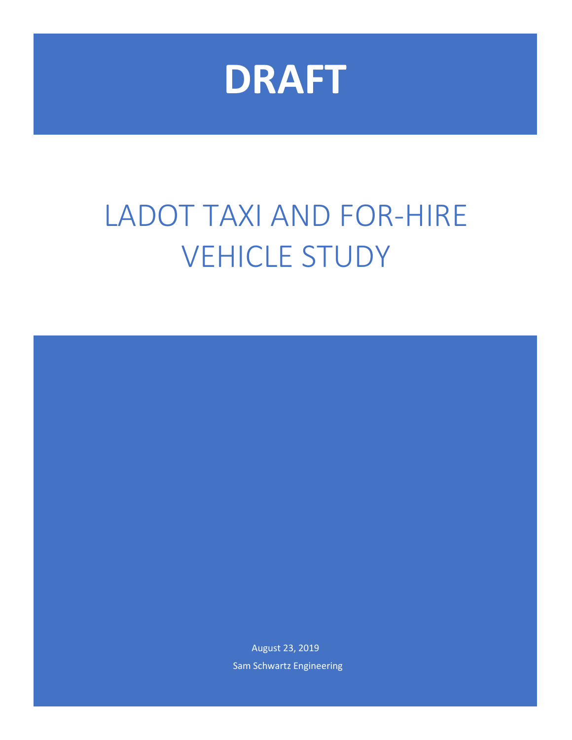# DRAFT

# LADOT TAXI AND FOR-HIRE VEHICLE STUDY

August 23, 2019

Sam Schwartz Engineering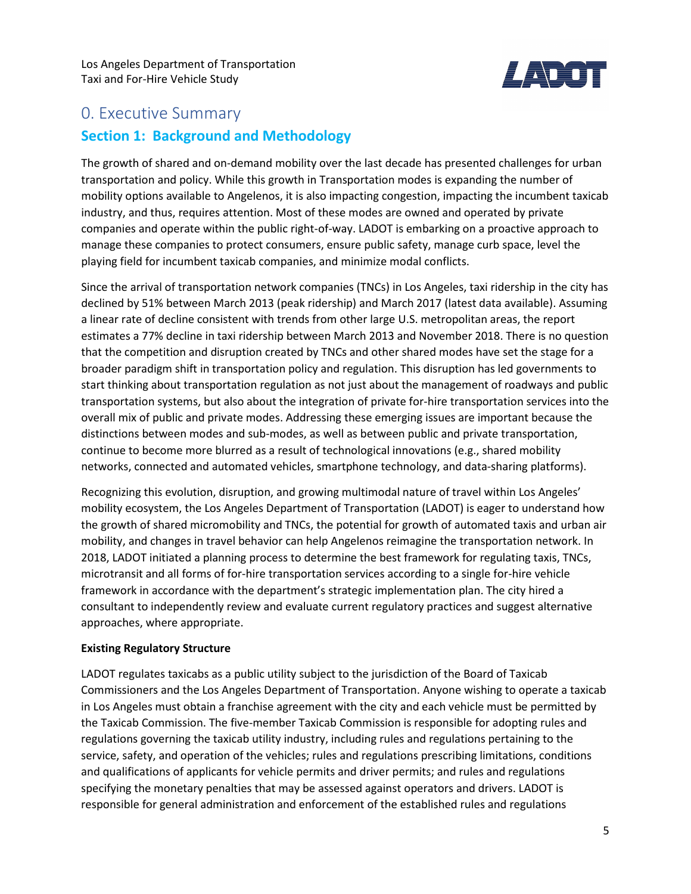# 0. Executive Summary

## Section 1: Background and Methodology

The growth of shared and on-demand mobility over the last decade has presented challenges for urban transportation and policy. While this growth in Transportation modes is expanding the number of mobility options available to Angelenos, it is also impacting congestion, impacting the incumbent taxicab industry, and thus, requires attention. Most of these modes are owned and operated by private companies and operate within the public right-of-way. LADOT is embarking on a proactive approach to manage these companies to protect consumers, ensure public safety, manage curb space, level the playing field for incumbent taxicab companies, and minimize modal conflicts.

Since the arrival of transportation network companies (TNCs) in Los Angeles, taxi ridership in the city has declined by 51% between March 2013 (peak ridership) and March 2017 (latest data available). Assuming a linear rate of decline consistent with trends from other large U.S. metropolitan areas, the report estimates a 77% decline in taxi ridership between March 2013 and November 2018. There is no question that the competition and disruption created by TNCs and other shared modes have set the stage for a broader paradigm shift in transportation policy and regulation. This disruption has led governments to start thinking about transportation regulation as not just about the management of roadways and public transportation systems, but also about the integration of private for-hire transportation services into the overall mix of public and private modes. Addressing these emerging issues are important because the distinctions between modes and sub-modes, as well as between public and private transportation, continue to become more blurred as a result of technological innovations (e.g., shared mobility networks, connected and automated vehicles, smartphone technology, and data-sharing platforms).

Recognizing this evolution, disruption, and growing multimodal nature of travel within Los Angeles' mobility ecosystem, the Los Angeles Department of Transportation (LADOT) is eager to understand how the growth of shared micromobility and TNCs, the potential for growth of automated taxis and urban air mobility, and changes in travel behavior can help Angelenos reimagine the transportation network. In 2018, LADOT initiated a planning process to determine the best framework for regulating taxis, TNCs, microtransit and all forms of for-hire transportation services according to a single for-hire vehicle framework in accordance with the department's strategic implementation plan. The city hired a consultant to independently review and evaluate current regulatory practices and suggest alternative approaches, where appropriate.

**Existing Regulatory Structure**

LADOT regulates taxicabs as a public utility subject to the jurisdiction of the Board of Taxicab Commissioners and the Los Angeles Department of Transportation. Anyone wishing to operate a taxicab in Los Angeles must obtain a franchise agreement with the city and each vehicle must be permitted by the Taxicab Commission. The five-member Taxicab Commission is responsible for adopting rules and regulations governing the taxicab utility industry, including rules and regulations pertaining to the service, safety, and operation of the vehicles; rules and regulations prescribing limitations, conditions and qualifications of applicants for vehicle permits and driver permits; and rules and regulations specifying the monetary penalties that may be assessed against operators and drivers. LADOT is responsible for general administration and enforcement of the established rules and regulations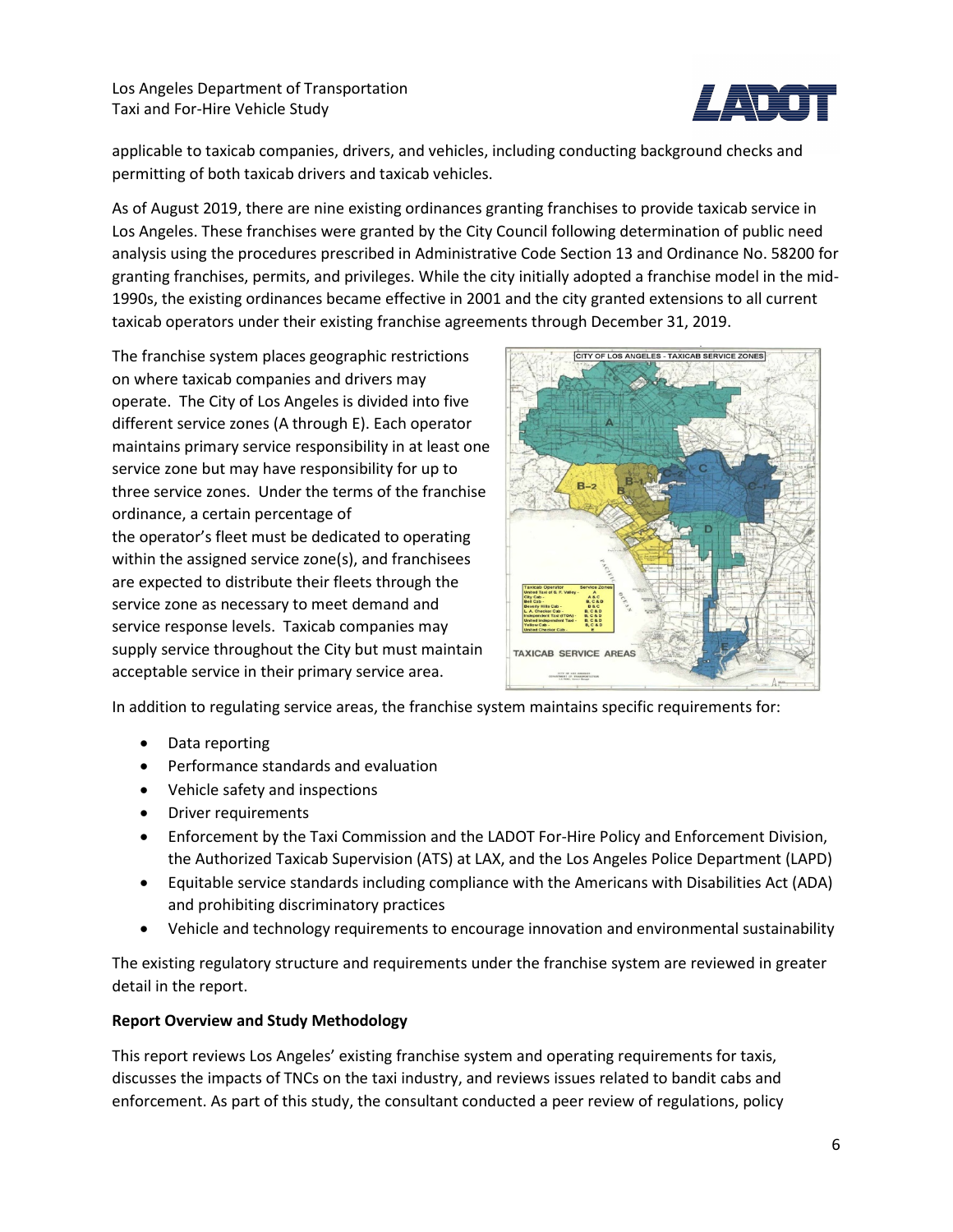applicable to taxicab companies, drivers, and vehicles, including conducting background checks and permitting of both taxicab drivers and taxicab vehicles.

As of August 2019, there are nine existing ordinances granting franchises to provide taxicab service in Los Angeles. These franchises were granted by the City Council following determination of public need analysis using the procedures prescribed in Administrative Code Section 13 and Ordinance No. 58200 for granting franchises, permits, and privileges. While the city initially adopted a franchise model in the mid-1990s, the existing ordinances became effective in 2001 and the city granted extensions to all current taxicab operators under their existing franchise agreements through December 31, 2019.

The franchise system places geographic restrictions on where taxicab companies and drivers may operate. The City of Los Angeles is divided into five different service zones (A through E). Each operator maintains primary service responsibility in at least one service zone but may have responsibility for up to three service zones. Under the terms of the franchise ordinance, a certain percentage of the operator's fleet must be dedicated to operating within the assigned service zone(s), and franchisees are expected to distribute their fleets through the service zone as necessary to meet demand and service response levels. Taxicab companies may supply service throughout the City but must maintain acceptable service in their primary service area.

In addition to regulating service areas, the franchise system maintains specific requirements for:

- Data reporting
- Performance standards and evaluation
- Vehicle safety and inspections
- Driver requirements
- Enforcement by the Taxi Commission and the LADOT For-Hire Policy and Enforcement Division, the Authorized Taxicab Supervision (ATS) at LAX, and the Los Angeles Police Department (LAPD)
- Equitable service standards including compliance with the Americans with Disabilities Act (ADA) and prohibiting discriminatory practices
- Vehicle and technology requirements to encourage innovation and environmental sustainability

The existing regulatory structure and requirements under the franchise system are reviewed in greater detail in the report.

**Report Overview and Study Methodology**

This report reviews Los Angeles' existing franchise system and operating requirements for taxis, discusses the impacts of TNCs on the taxi industry, and reviews issues related to bandit cabs and enforcement. As part of this study, the consultant conducted a peer review of regulations, policy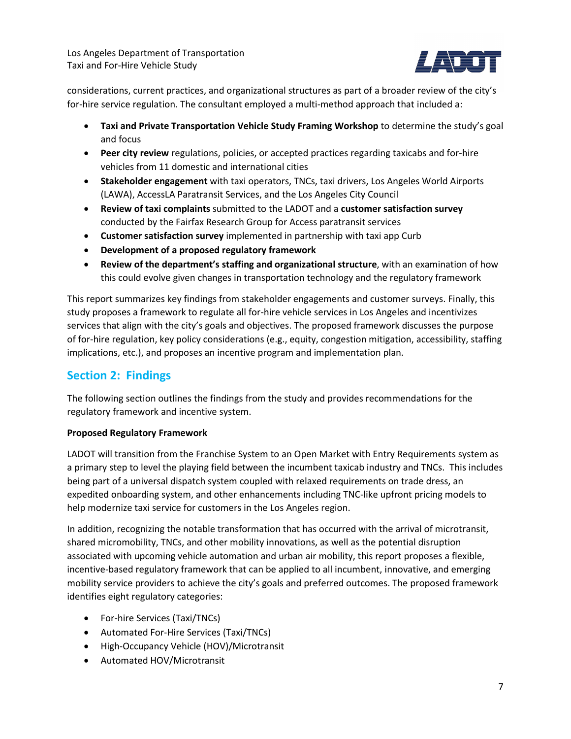considerations, current practices, and organizational structures as part of a broader review of the city's for-hire service regulation. The consultant employed a multi-method approach that included a:

- **Taxi and Private Transportation Vehicle Study Framing Workshop** to determine the study's goal and focus
- **Peer city review** regulations, policies, or accepted practices regarding taxicabs and for-hire vehicles from 11 domestic and international cities
- **Stakeholder engagement** with taxi operators, TNCs, taxi drivers, Los Angeles World Airports (LAWA), AccessLA Paratransit Services, and the Los Angeles City Council
- **Review of taxi complaints** submitted to the LADOT and a **customer satisfaction survey** conducted by the Fairfax Research Group for Access paratransit services
- **Customer satisfaction survey** implemented in partnership with taxi app Curb
- **Development of a proposed regulatory framework**
- **Review of the department's staffing and organizational structure**, with an examination of how this could evolve given changes in transportation technology and the regulatory framework

This report summarizes key findings from stakeholder engagements and customer surveys. Finally, this study proposes a framework to regulate all for-hire vehicle services in Los Angeles and incentivizes services that align with the city's goals and objectives. The proposed framework discusses the purpose of for-hire regulation, key policy considerations (e.g., equity, congestion mitigation, accessibility, staffing implications, etc.), and proposes an incentive program and implementation plan.

## Section 2: Findings

The following section outlines the findings from the study and provides recommendations for the regulatory framework and incentive system.

**Proposed Regulatory Framework**

LADOT will transition from the Franchise System to an Open Market with Entry Requirements system as a primary step to level the playing field between the incumbent taxicab industry and TNCs. This includes being part of a universal dispatch system coupled with relaxed requirements on trade dress, an expedited onboarding system, and other enhancements including TNC-like upfront pricing models to help modernize taxi service for customers in the Los Angeles region.

In addition, recognizing the notable transformation that has occurred with the arrival of microtransit, shared micromobility, TNCs, and other mobility innovations, as well as the potential disruption associated with upcoming vehicle automation and urban air mobility, this report proposes a flexible, incentive-based regulatory framework that can be applied to all incumbent, innovative, and emerging mobility service providers to achieve the city's goals and preferred outcomes. The proposed framework identifies eight regulatory categories:

- For-hire Services (Taxi/TNCs)
- Automated For-Hire Services (Taxi/TNCs)
- High-Occupancy Vehicle (HOV)/Microtransit
- Automated HOV/Microtransit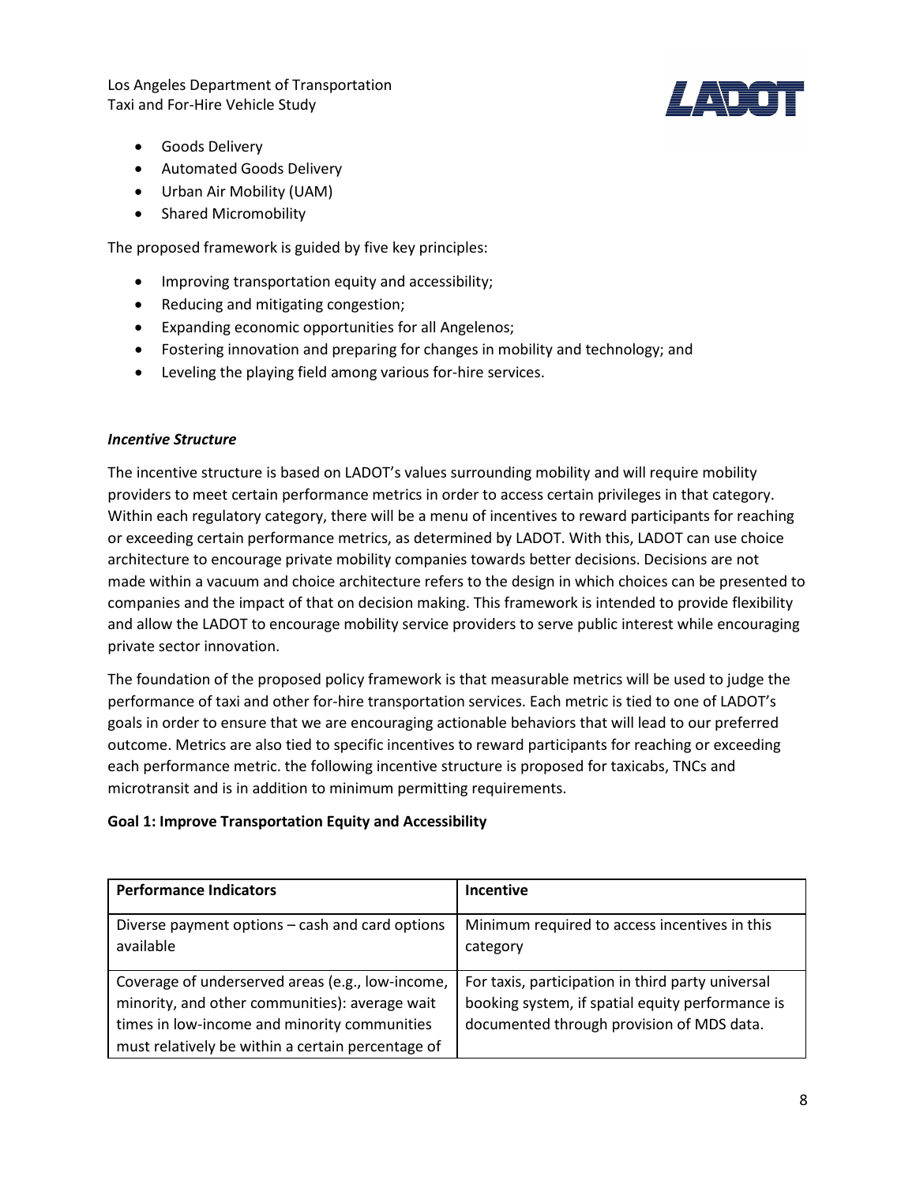- Goods Delivery
- Automated Goods Delivery
- Urban Air Mobility (UAM)
- Shared Micromobility

The proposed framework is guided by five key principles:

- Improving transportation equity and accessibility;
- Reducing and mitigating congestion;
- Expanding economic opportunities for all Angelenos;
- Fostering innovation and preparing for changes in mobility and technology; and
- Leveling the playing field among various for-hire services.

***Incentive Structure***

The incentive structure is based on LADOT's values surrounding mobility and will require mobility providers to meet certain performance metrics in order to access certain privileges in that category. Within each regulatory category, there will be a menu of incentives to reward participants for reaching or exceeding certain performance metrics, as determined by LADOT. With this, LADOT can use choice architecture to encourage private mobility companies towards better decisions. Decisions are not made within a vacuum and choice architecture refers to the design in which choices can be presented to companies and the impact of that on decision making. This framework is intended to provide flexibility and allow the LADOT to encourage mobility service providers to serve public interest while encouraging private sector innovation.

The foundation of the proposed policy framework is that measurable metrics will be used to judge the performance of taxi and other for-hire transportation services. Each metric is tied to one of LADOT's goals in order to ensure that we are encouraging actionable behaviors that will lead to our preferred outcome. Metrics are also tied to specific incentives to reward participants for reaching or exceeding each performance metric. the following incentive structure is proposed for taxicabs, TNCs and microtransit and is in addition to minimum permitting requirements.

**Goal 1: Improve Transportation Equity and Accessibility**

| Performance Indicators | Incentive |
|---|---|
| Diverse payment options – cash and card options available | Minimum required to access incentives in this category |
| Coverage of underserved areas (e.g., low-income, minority, and other communities): average wait times in low-income and minority communities must relatively be within a certain percentage of | For taxis, participation in third party universal booking system, if spatial equity performance is documented through provision of MDS data. |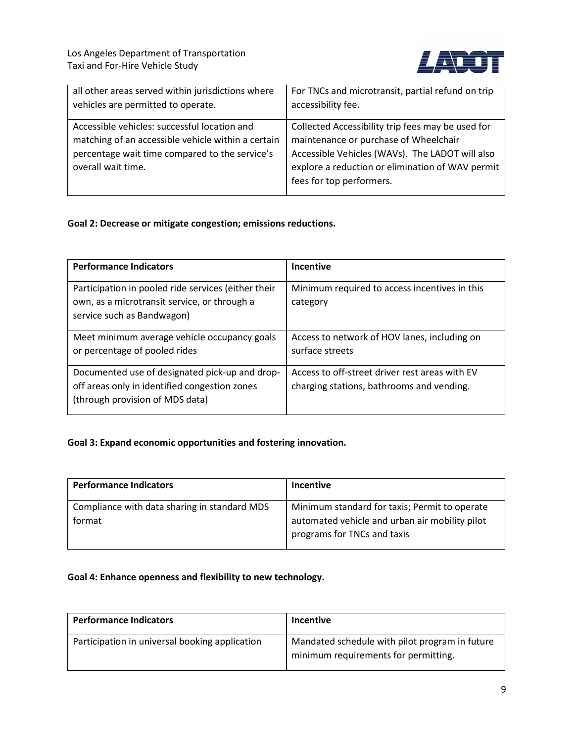| | |
|---|---|
| all other areas served within jurisdictions where vehicles are permitted to operate. | For TNCs and microtransit, partial refund on trip accessibility fee. |
| Accessible vehicles: successful location and matching of an accessible vehicle within a certain percentage wait time compared to the service's overall wait time. | Collected Accessibility trip fees may be used for maintenance or purchase of Wheelchair Accessible Vehicles (WAVs). The LADOT will also explore a reduction or elimination of WAV permit fees for top performers. |

**Goal 2: Decrease or mitigate congestion; emissions reductions.**

| Performance Indicators | Incentive |
|---|---|
| Participation in pooled ride services (either their own, as a microtransit service, or through a service such as Bandwagon) | Minimum required to access incentives in this category |
| Meet minimum average vehicle occupancy goals or percentage of pooled rides | Access to network of HOV lanes, including on surface streets |
| Documented use of designated pick-up and drop-off areas only in identified congestion zones (through provision of MDS data) | Access to off-street driver rest areas with EV charging stations, bathrooms and vending. |

**Goal 3: Expand economic opportunities and fostering innovation.**

| Performance Indicators | Incentive |
|---|---|
| Compliance with data sharing in standard MDS format | Minimum standard for taxis; Permit to operate automated vehicle and urban air mobility pilot programs for TNCs and taxis |

**Goal 4: Enhance openness and flexibility to new technology.**

| Performance Indicators | Incentive |
|---|---|
| Participation in universal booking application | Mandated schedule with pilot program in future minimum requirements for permitting. |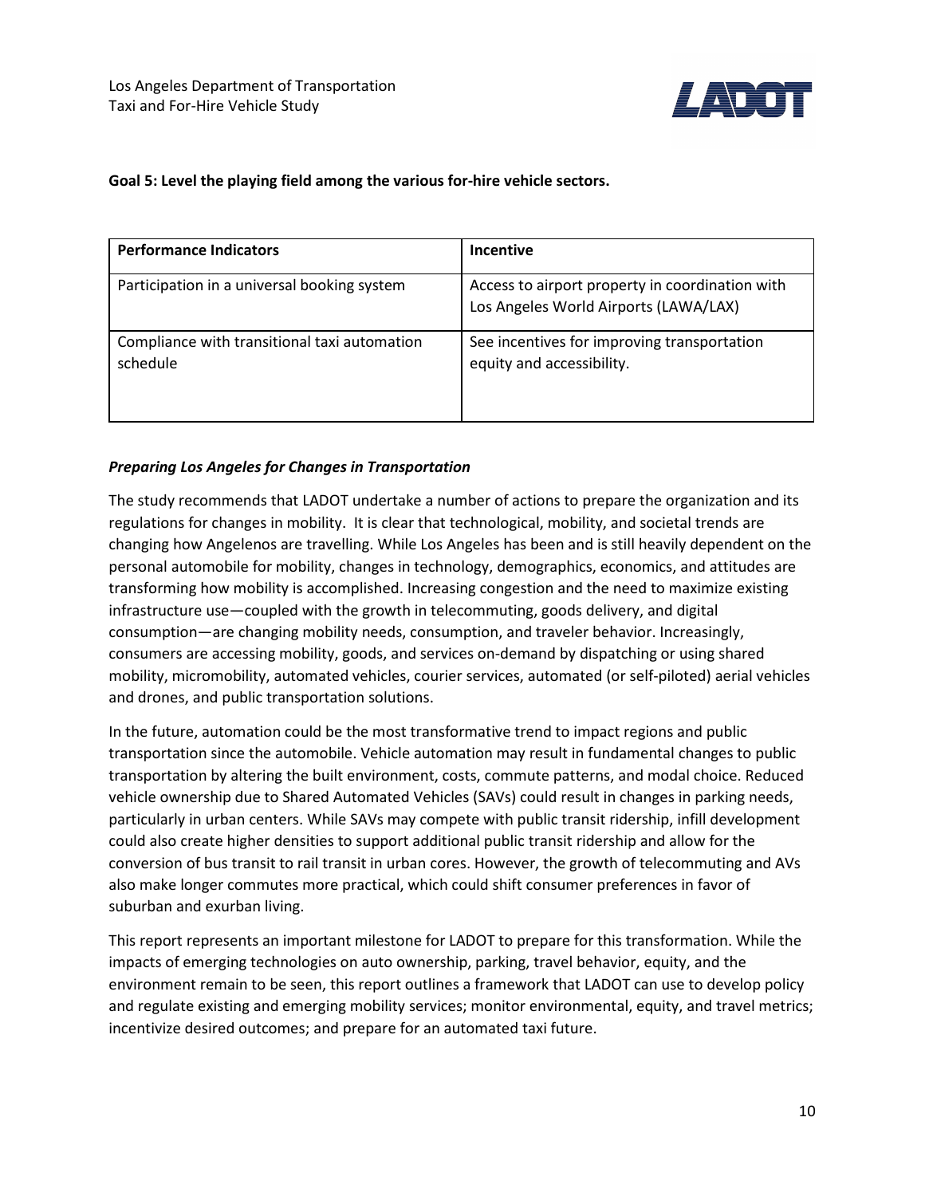**Goal 5: Level the playing field among the various for-hire vehicle sectors.**

| Performance Indicators | Incentive |
| --- | --- |
| Participation in a universal booking system | Access to airport property in coordination with Los Angeles World Airports (LAWA/LAX) |
| Compliance with transitional taxi automation schedule | See incentives for improving transportation equity and accessibility. |

***Preparing Los Angeles for Changes in Transportation***

The study recommends that LADOT undertake a number of actions to prepare the organization and its regulations for changes in mobility. It is clear that technological, mobility, and societal trends are changing how Angelenos are travelling. While Los Angeles has been and is still heavily dependent on the personal automobile for mobility, changes in technology, demographics, economics, and attitudes are transforming how mobility is accomplished. Increasing congestion and the need to maximize existing infrastructure use—coupled with the growth in telecommuting, goods delivery, and digital consumption—are changing mobility needs, consumption, and traveler behavior. Increasingly, consumers are accessing mobility, goods, and services on-demand by dispatching or using shared mobility, micromobility, automated vehicles, courier services, automated (or self-piloted) aerial vehicles and drones, and public transportation solutions.

In the future, automation could be the most transformative trend to impact regions and public transportation since the automobile. Vehicle automation may result in fundamental changes to public transportation by altering the built environment, costs, commute patterns, and modal choice. Reduced vehicle ownership due to Shared Automated Vehicles (SAVs) could result in changes in parking needs, particularly in urban centers. While SAVs may compete with public transit ridership, infill development could also create higher densities to support additional public transit ridership and allow for the conversion of bus transit to rail transit in urban cores. However, the growth of telecommuting and AVs also make longer commutes more practical, which could shift consumer preferences in favor of suburban and exurban living.

This report represents an important milestone for LADOT to prepare for this transformation. While the impacts of emerging technologies on auto ownership, parking, travel behavior, equity, and the environment remain to be seen, this report outlines a framework that LADOT can use to develop policy and regulate existing and emerging mobility services; monitor environmental, equity, and travel metrics; incentivize desired outcomes; and prepare for an automated taxi future.